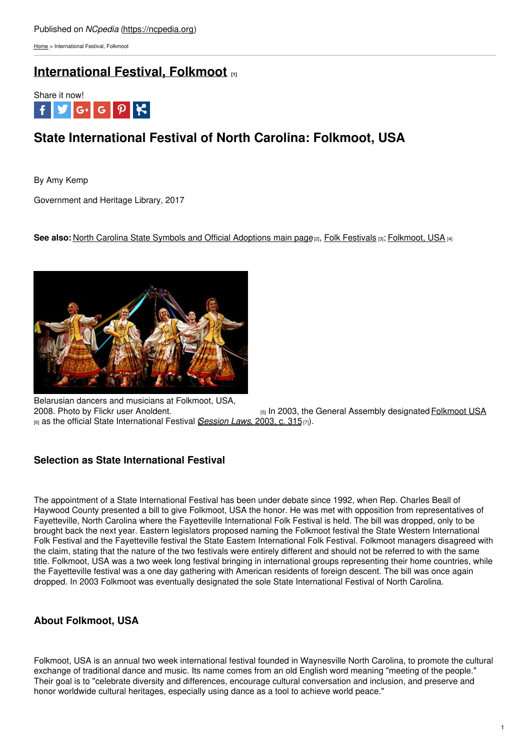Published on *NCpedia* (https://ncpedia.org)

Home > International Festival, Folkmoot

# International Festival, Folkmoot [1]

Share it now!

## State International Festival of North Carolina: Folkmoot, USA

By Amy Kemp

Government and Heritage Library, 2017

**See also:** North Carolina State Symbols and Official Adoptions main page [2], Folk Festivals [3]; Folkmoot, USA [4]

Belarusian dancers and musicians at Folkmoot, USA, 2008. Photo by Flickr user Anoldent. [5]

In 2003, the General Assembly designated Folkmoot USA [6] as the official State International Festival (*Session Laws*, 2003, c. 315 [7]).

### Selection as State International Festival

The appointment of a State International Festival has been under debate since 1992, when Rep. Charles Beall of Haywood County presented a bill to give Folkmoot, USA the honor. He was met with opposition from representatives of Fayetteville, North Carolina where the Fayetteville International Folk Festival is held. The bill was dropped, only to be brought back the next year. Eastern legislators proposed naming the Folkmoot festival the State Western International Folk Festival and the Fayetteville festival the State Eastern International Folk Festival. Folkmoot managers disagreed with the claim, stating that the nature of the two festivals were entirely different and should not be referred to with the same title. Folkmoot, USA was a two week long festival bringing in international groups representing their home countries, while the Fayetteville festival was a one day gathering with American residents of foreign descent. The bill was once again dropped. In 2003 Folkmoot was eventually designated the sole State International Festival of North Carolina.

### About Folkmoot, USA

Folkmoot, USA is an annual two week international festival founded in Waynesville North Carolina, to promote the cultural exchange of traditional dance and music. Its name comes from an old English word meaning "meeting of the people." Their goal is to "celebrate diversity and differences, encourage cultural conversation and inclusion, and preserve and honor worldwide cultural heritages, especially using dance as a tool to achieve world peace."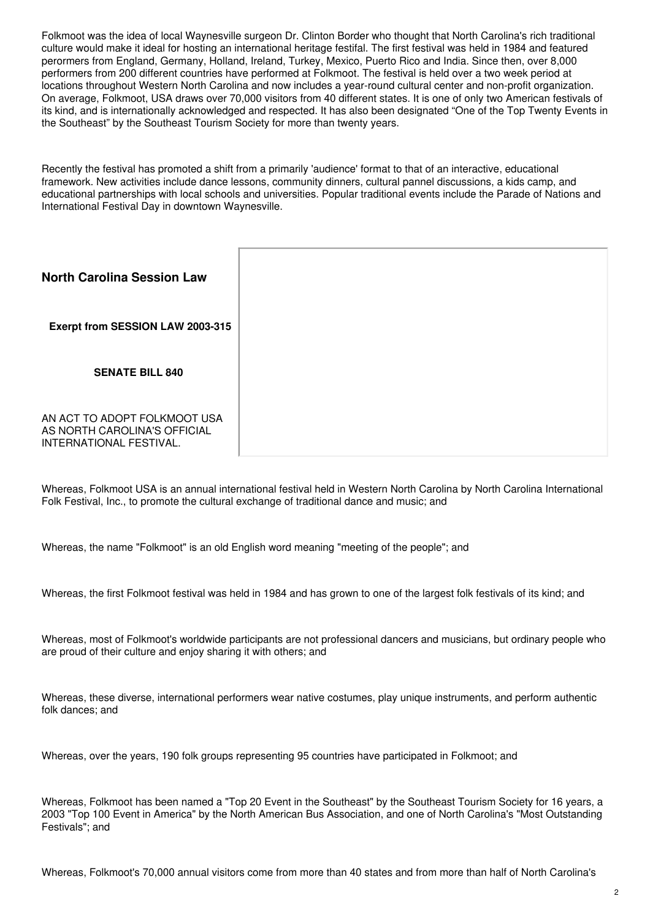Folkmoot was the idea of local Waynesville surgeon Dr. Clinton Border who thought that North Carolina's rich traditional culture would make it ideal for hosting an international heritage festifal. The first festival was held in 1984 and featured perormers from England, Germany, Holland, Ireland, Turkey, Mexico, Puerto Rico and India. Since then, over 8,000 performers from 200 different countries have performed at Folkmoot. The festival is held over a two week period at locations throughout Western North Carolina and now includes a year-round cultural center and non-profit organization. On average, Folkmoot, USA draws over 70,000 visitors from 40 different states. It is one of only two American festivals of its kind, and is internationally acknowledged and respected. It has also been designated "One of the Top Twenty Events in the Southeast" by the Southeast Tourism Society for more than twenty years.

Recently the festival has promoted a shift from a primarily 'audience' format to that of an interactive, educational framework. New activities include dance lessons, community dinners, cultural pannel discussions, a kids camp, and educational partnerships with local schools and universities. Popular traditional events include the Parade of Nations and International Festival Day in downtown Waynesville.

### North Carolina Session Law

**Exerpt from SESSION LAW 2003-315**

**SENATE BILL 840**

AN ACT TO ADOPT FOLKMOOT USA AS NORTH CAROLINA'S OFFICIAL INTERNATIONAL FESTIVAL.

Whereas, Folkmoot USA is an annual international festival held in Western North Carolina by North Carolina International Folk Festival, Inc., to promote the cultural exchange of traditional dance and music; and

Whereas, the name "Folkmoot" is an old English word meaning "meeting of the people"; and

Whereas, the first Folkmoot festival was held in 1984 and has grown to one of the largest folk festivals of its kind; and

Whereas, most of Folkmoot's worldwide participants are not professional dancers and musicians, but ordinary people who are proud of their culture and enjoy sharing it with others; and

Whereas, these diverse, international performers wear native costumes, play unique instruments, and perform authentic folk dances; and

Whereas, over the years, 190 folk groups representing 95 countries have participated in Folkmoot; and

Whereas, Folkmoot has been named a "Top 20 Event in the Southeast" by the Southeast Tourism Society for 16 years, a 2003 "Top 100 Event in America" by the North American Bus Association, and one of North Carolina's "Most Outstanding Festivals"; and

Whereas, Folkmoot's 70,000 annual visitors come from more than 40 states and from more than half of North Carolina's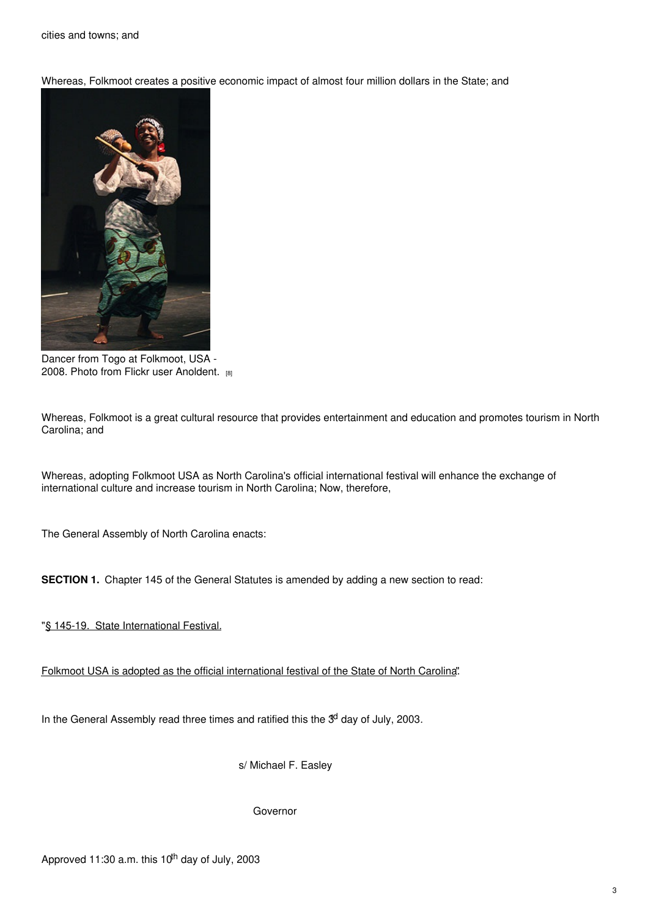cities and towns; and

Whereas, Folkmoot creates a positive economic impact of almost four million dollars in the State; and

Dancer from Togo at Folkmoot, USA - 2008. Photo from Flickr user Anoldent. [8]

Whereas, Folkmoot is a great cultural resource that provides entertainment and education and promotes tourism in North Carolina; and

Whereas, adopting Folkmoot USA as North Carolina's official international festival will enhance the exchange of international culture and increase tourism in North Carolina; Now, therefore,

The General Assembly of North Carolina enacts:

**SECTION 1.** Chapter 145 of the General Statutes is amended by adding a new section to read:

"§ 145-19. State International Festival.

Folkmoot USA is adopted as the official international festival of the State of North Carolina."

In the General Assembly read three times and ratified this the 3rd day of July, 2003.

s/ Michael F. Easley

Governor

Approved 11:30 a.m. this 10th day of July, 2003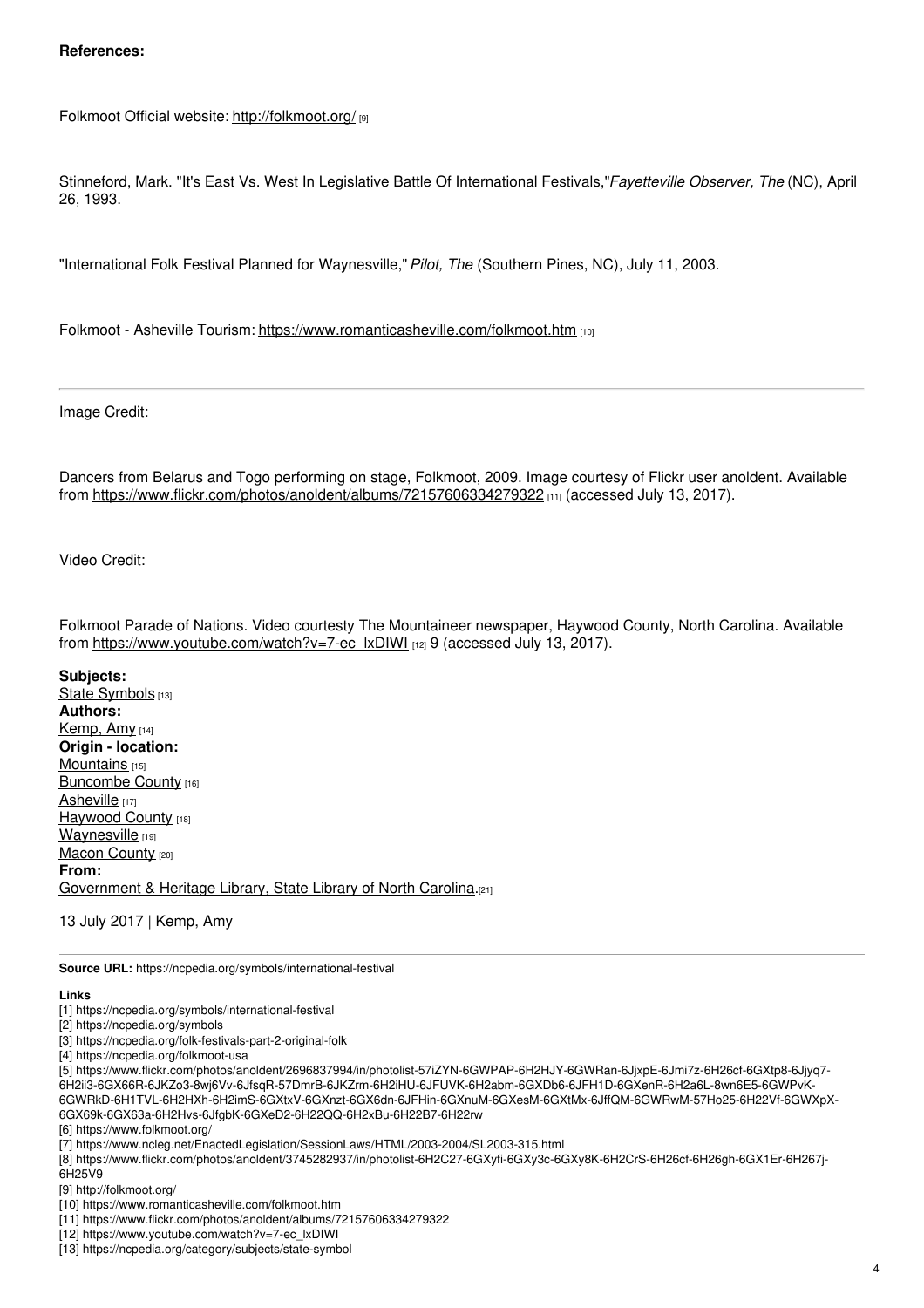**References:**

Folkmoot Official website: http://folkmoot.org/ [9]

Stinneford, Mark. "It's East Vs. West In Legislative Battle Of International Festivals,"*Fayetteville Observer, The* (NC), April 26, 1993.

"International Folk Festival Planned for Waynesville," *Pilot, The* (Southern Pines, NC), July 11, 2003.

Folkmoot - Asheville Tourism: https://www.romanticasheville.com/folkmoot.htm [10]

---

Image Credit:

Dancers from Belarus and Togo performing on stage, Folkmoot, 2009. Image courtesy of Flickr user anoldent. Available from https://www.flickr.com/photos/anoldent/albums/72157606334279322 [11] (accessed July 13, 2017).

Video Credit:

Folkmoot Parade of Nations. Video courtesty The Mountaineer newspaper, Haywood County, North Carolina. Available from https://www.youtube.com/watch?v=7-ec_lxDIWI [12] 9 (accessed July 13, 2017).

**Subjects:**
State Symbols [13]
**Authors:**
Kemp, Amy [14]
**Origin - location:**
Mountains [15]
Buncombe County [16]
Asheville [17]
Haywood County [18]
Waynesville [19]
Macon County [20]
**From:**
Government & Heritage Library, State Library of North Carolina.[21]

13 July 2017 | Kemp, Amy

---

**Source URL:** https://ncpedia.org/symbols/international-festival

**Links**
[1] https://ncpedia.org/symbols/international-festival
[2] https://ncpedia.org/symbols
[3] https://ncpedia.org/folk-festivals-part-2-original-folk
[4] https://ncpedia.org/folkmoot-usa
[5] https://www.flickr.com/photos/anoldent/2696837994/in/photolist-57iZYN-6GWPAP-6H2HJY-6GWRan-6JjxpE-6Jmi7z-6H26cf-6GXtp8-6Jjyq7-6H2ii3-6GX66R-6JKZo3-8wj6Vv-6JfsqR-57DmrB-6JKZrm-6H2iHU-6JFUVK-6H2abm-6GXDb6-6JFH1D-6GXenR-6H2a6L-8wn6E5-6GWPvK-6GWRkD-6H1TVL-6H2HXh-6H2imS-6GXtxV-6GXnzt-6GX6dn-6JFHin-6GXnuM-6GXesM-6GXtMx-6JffQM-6GWRwM-57Ho25-6H22Vf-6GWXpX-6GX69k-6GX63a-6H2Hvs-6JfgbK-6GXeD2-6H22QQ-6H2xBu-6H22B7-6H22rw
[6] https://www.folkmoot.org/
[7] https://www.ncleg.net/EnactedLegislation/SessionLaws/HTML/2003-2004/SL2003-315.html
[8] https://www.flickr.com/photos/anoldent/3745282937/in/photolist-6H2C27-6GXyfi-6GXy3c-6GXy8K-6H2CrS-6H26cf-6H26gh-6GX1Er-6H267j-6H25V9
[9] http://folkmoot.org/
[10] https://www.romanticasheville.com/folkmoot.htm
[11] https://www.flickr.com/photos/anoldent/albums/72157606334279322
[12] https://www.youtube.com/watch?v=7-ec_lxDIWI
[13] https://ncpedia.org/category/subjects/state-symbol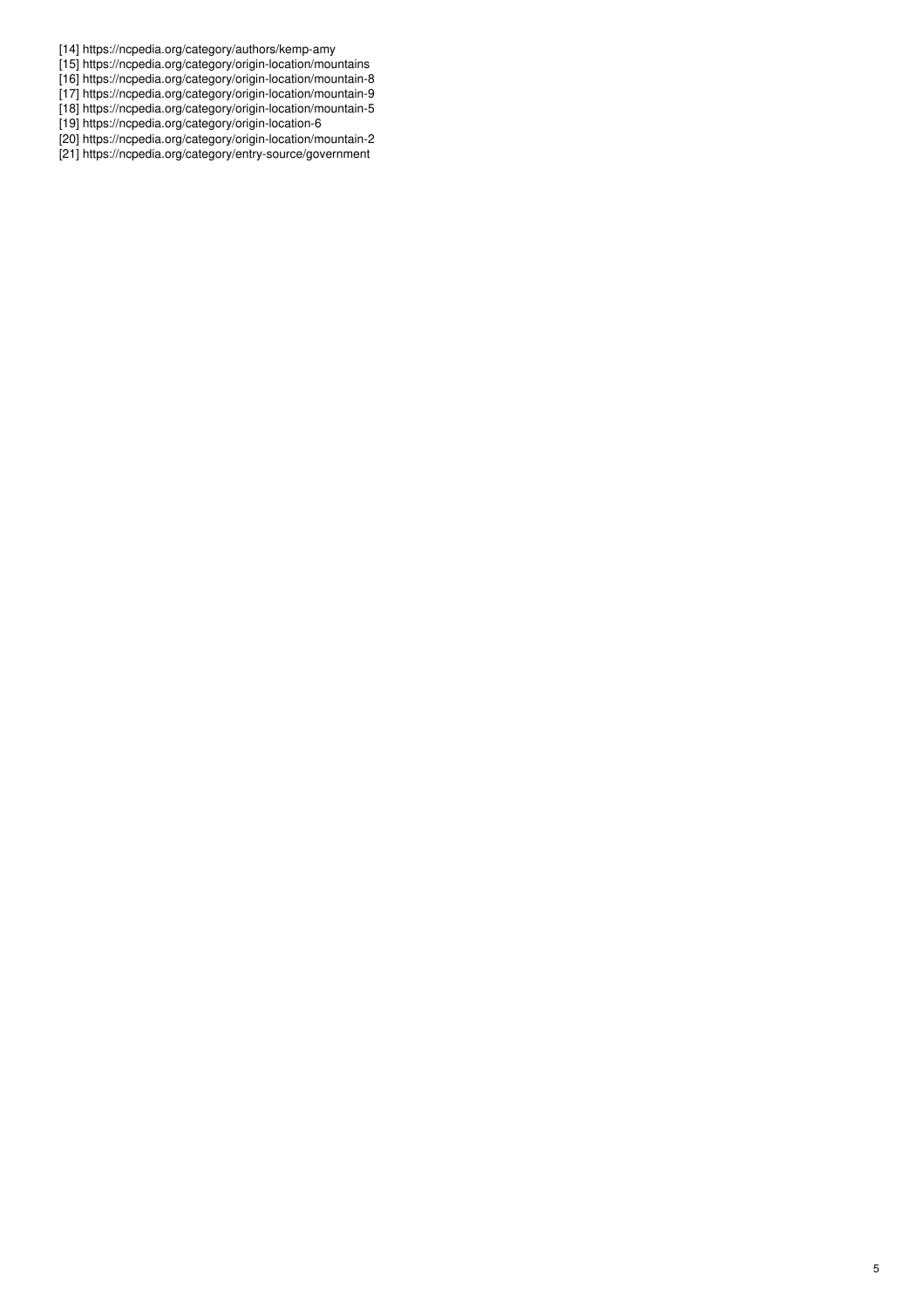[14] https://ncpedia.org/category/authors/kemp-amy
[15] https://ncpedia.org/category/origin-location/mountains
[16] https://ncpedia.org/category/origin-location/mountain-8
[17] https://ncpedia.org/category/origin-location/mountain-9
[18] https://ncpedia.org/category/origin-location/mountain-5
[19] https://ncpedia.org/category/origin-location-6
[20] https://ncpedia.org/category/origin-location/mountain-2
[21] https://ncpedia.org/category/entry-source/government